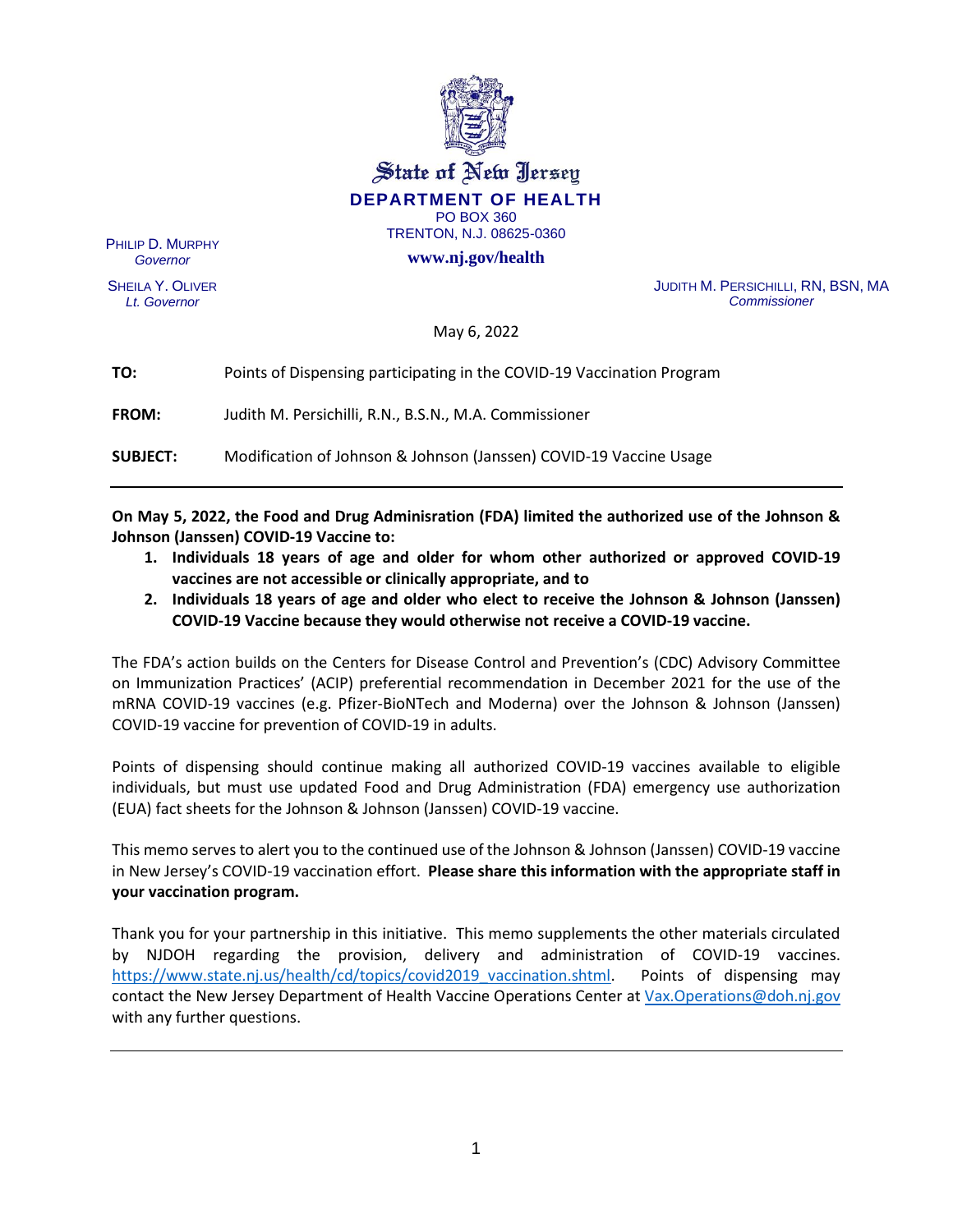State of New Jersey

**DEPARTMENT OF HEALTH**

PO BOX 360
TRENTON, N.J. 08625-0360

**www.nj.gov/health**

PHILIP D. MURPHY
*Governor*

SHEILA Y. OLIVER
*Lt. Governor*

JUDITH M. PERSICHILLI, RN, BSN, MA
*Commissioner*

May 6, 2022

**TO:** Points of Dispensing participating in the COVID-19 Vaccination Program

**FROM:** Judith M. Persichilli, R.N., B.S.N., M.A. Commissioner

**SUBJECT:** Modification of Johnson & Johnson (Janssen) COVID-19 Vaccine Usage

---

**On May 5, 2022, the Food and Drug Adminisration (FDA) limited the authorized use of the Johnson & Johnson (Janssen) COVID-19 Vaccine to:**

1. **Individuals 18 years of age and older for whom other authorized or approved COVID-19 vaccines are not accessible or clinically appropriate, and to**
2. **Individuals 18 years of age and older who elect to receive the Johnson & Johnson (Janssen) COVID-19 Vaccine because they would otherwise not receive a COVID-19 vaccine.**

The FDA's action builds on the Centers for Disease Control and Prevention's (CDC) Advisory Committee on Immunization Practices' (ACIP) preferential recommendation in December 2021 for the use of the mRNA COVID-19 vaccines (e.g. Pfizer-BioNTech and Moderna) over the Johnson & Johnson (Janssen) COVID-19 vaccine for prevention of COVID-19 in adults.

Points of dispensing should continue making all authorized COVID-19 vaccines available to eligible individuals, but must use updated Food and Drug Administration (FDA) emergency use authorization (EUA) fact sheets for the Johnson & Johnson (Janssen) COVID-19 vaccine.

This memo serves to alert you to the continued use of the Johnson & Johnson (Janssen) COVID-19 vaccine in New Jersey's COVID-19 vaccination effort. **Please share this information with the appropriate staff in your vaccination program.**

Thank you for your partnership in this initiative. This memo supplements the other materials circulated by NJDOH regarding the provision, delivery and administration of COVID-19 vaccines. https://www.state.nj.us/health/cd/topics/covid2019_vaccination.shtml. Points of dispensing may contact the New Jersey Department of Health Vaccine Operations Center at Vax.Operations@doh.nj.gov with any further questions.

---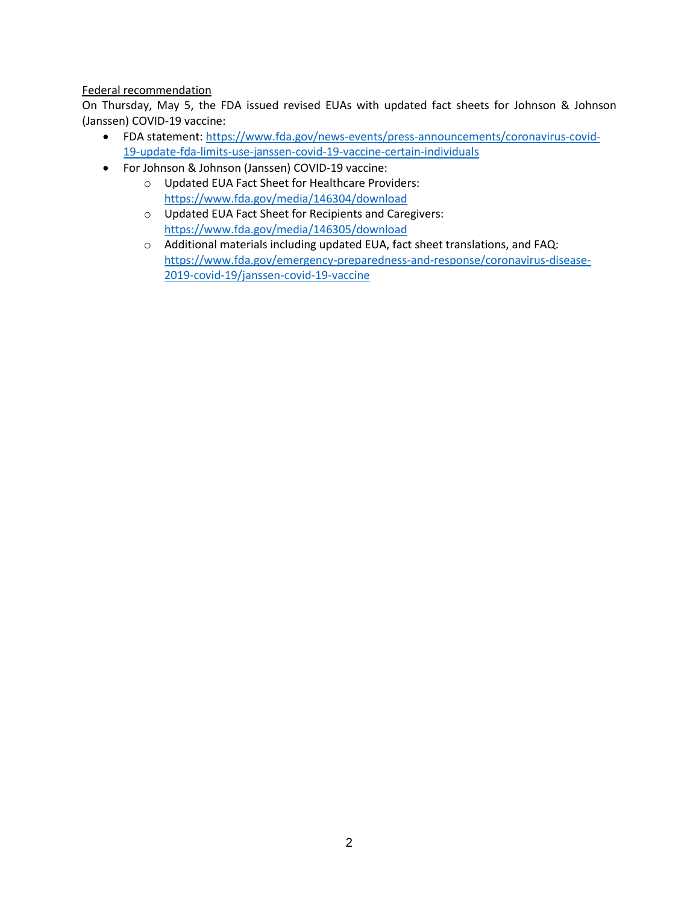Federal recommendation

On Thursday, May 5, the FDA issued revised EUAs with updated fact sheets for Johnson & Johnson (Janssen) COVID-19 vaccine:

- FDA statement: [https://www.fda.gov/news-events/press-announcements/coronavirus-covid-19-update-fda-limits-use-janssen-covid-19-vaccine-certain-individuals](https://www.fda.gov/news-events/press-announcements/coronavirus-covid-19-update-fda-limits-use-janssen-covid-19-vaccine-certain-individuals)
- For Johnson & Johnson (Janssen) COVID-19 vaccine:
  - Updated EUA Fact Sheet for Healthcare Providers: [https://www.fda.gov/media/146304/download](https://www.fda.gov/media/146304/download)
  - Updated EUA Fact Sheet for Recipients and Caregivers: [https://www.fda.gov/media/146305/download](https://www.fda.gov/media/146305/download)
  - Additional materials including updated EUA, fact sheet translations, and FAQ: [https://www.fda.gov/emergency-preparedness-and-response/coronavirus-disease-2019-covid-19/janssen-covid-19-vaccine](https://www.fda.gov/emergency-preparedness-and-response/coronavirus-disease-2019-covid-19/janssen-covid-19-vaccine)